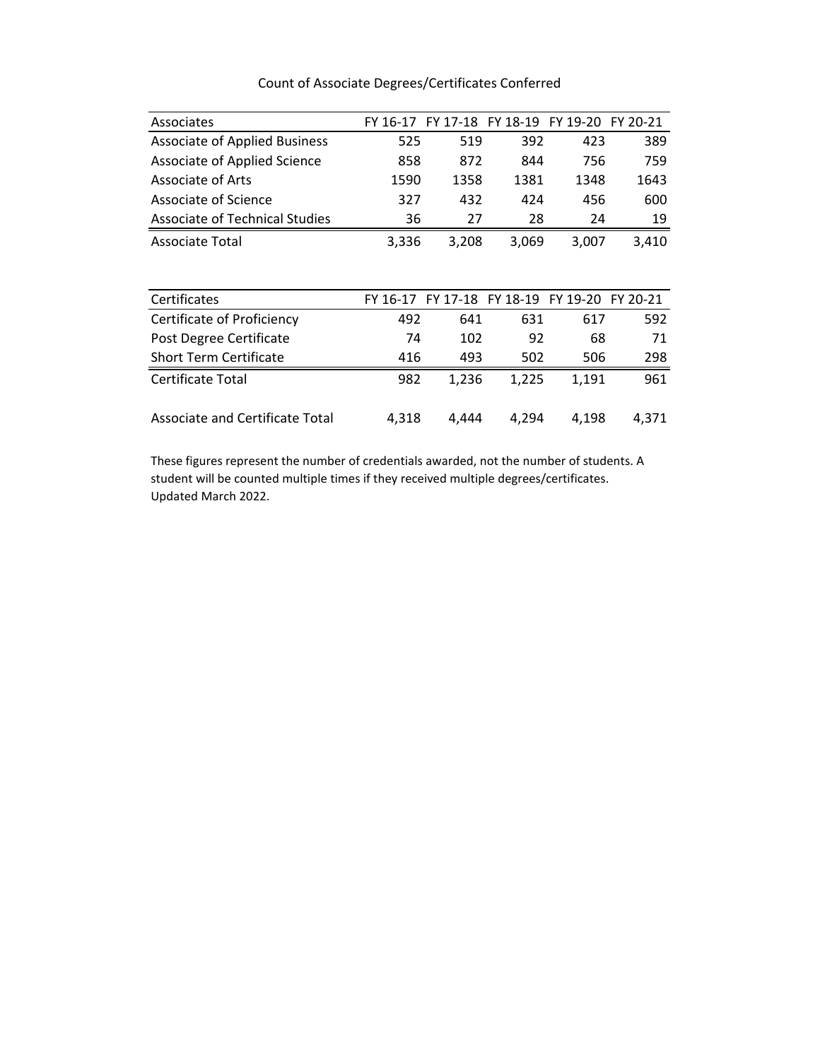# Count of Associate Degrees/Certificates Conferred

| Associates | FY 16-17 | FY 17-18 | FY 18-19 | FY 19-20 | FY 20-21 |
|---|---|---|---|---|---|
| Associate of Applied Business | 525 | 519 | 392 | 423 | 389 |
| Associate of Applied Science | 858 | 872 | 844 | 756 | 759 |
| Associate of Arts | 1590 | 1358 | 1381 | 1348 | 1643 |
| Associate of Science | 327 | 432 | 424 | 456 | 600 |
| Associate of Technical Studies | 36 | 27 | 28 | 24 | 19 |
| Associate Total | 3,336 | 3,208 | 3,069 | 3,007 | 3,410 |

| Certificates | FY 16-17 | FY 17-18 | FY 18-19 | FY 19-20 | FY 20-21 |
|---|---|---|---|---|---|
| Certificate of Proficiency | 492 | 641 | 631 | 617 | 592 |
| Post Degree Certificate | 74 | 102 | 92 | 68 | 71 |
| Short Term Certificate | 416 | 493 | 502 | 506 | 298 |
| Certificate Total | 982 | 1,236 | 1,225 | 1,191 | 961 |
| Associate and Certificate Total | 4,318 | 4,444 | 4,294 | 4,198 | 4,371 |

These figures represent the number of credentials awarded, not the number of students. A student will be counted multiple times if they received multiple degrees/certificates. Updated March 2022.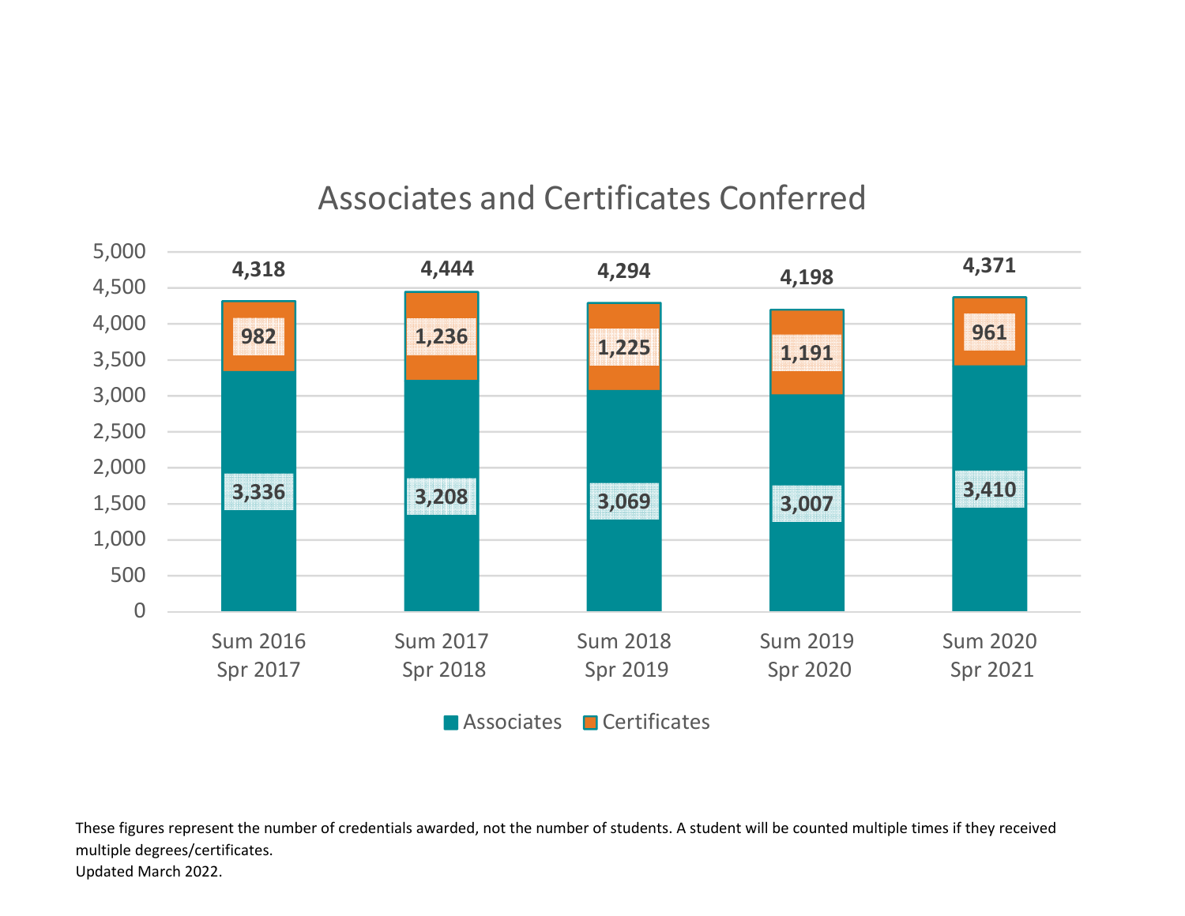## Associates and Certificates Conferred

5,000
4,500
4,000
3,500
3,000
2,500
2,000
1,500
1,000
500
0

Sum 2016 Spr 2017: 4,318 — 982 — 3,336

Sum 2017 Spr 2018: 4,444 — 1,236 — 3,208

Sum 2018 Spr 2019: 4,294 — 1,225 — 3,069

Sum 2019 Spr 2020: 4,198 — 1,191 — 3,007

Sum 2020 Spr 2021: 4,371 — 961 — 3,410

Associates
Certificates

These figures represent the number of credentials awarded, not the number of students. A student will be counted multiple times if they received multiple degrees/certificates.
Updated March 2022.